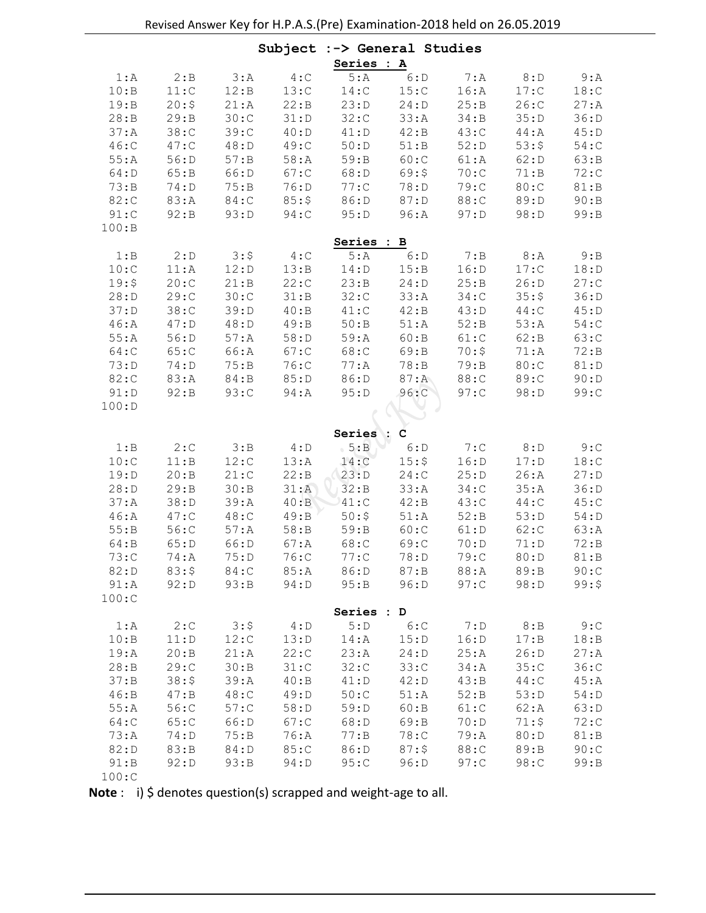Revised Answer Key for H.P.A.S.(Pre) Examination-2018 held on 26.05.2019

## Subject :-> General Studies

### Series : A

| | | | | | | | | |
|---|---|---|---|---|---|---|---|---|
| 1:A | 2:B | 3:A | 4:C | 5:A | 6:D | 7:A | 8:D | 9:A |
| 10:B | 11:C | 12:B | 13:C | 14:C | 15:C | 16:A | 17:C | 18:C |
| 19:B | 20:$ | 21:A | 22:B | 23:D | 24:D | 25:B | 26:C | 27:A |
| 28:B | 29:B | 30:C | 31:D | 32:C | 33:A | 34:B | 35:D | 36:D |
| 37:A | 38:C | 39:C | 40:D | 41:D | 42:B | 43:C | 44:A | 45:D |
| 46:C | 47:C | 48:D | 49:C | 50:D | 51:B | 52:D | 53:$ | 54:C |
| 55:A | 56:D | 57:B | 58:A | 59:B | 60:C | 61:A | 62:D | 63:B |
| 64:D | 65:B | 66:D | 67:C | 68:D | 69:$ | 70:C | 71:B | 72:C |
| 73:B | 74:D | 75:B | 76:D | 77:C | 78:D | 79:C | 80:C | 81:B |
| 82:C | 83:A | 84:C | 85:$ | 86:D | 87:D | 88:C | 89:D | 90:B |
| 91:C | 92:B | 93:D | 94:C | 95:D | 96:A | 97:D | 98:D | 99:B |
| 100:B | | | | | | | | |

### Series : B

| | | | | | | | | |
|---|---|---|---|---|---|---|---|---|
| 1:B | 2:D | 3:$ | 4:C | 5:A | 6:D | 7:B | 8:A | 9:B |
| 10:C | 11:A | 12:D | 13:B | 14:D | 15:B | 16:D | 17:C | 18:D |
| 19:$ | 20:C | 21:B | 22:C | 23:B | 24:D | 25:B | 26:D | 27:C |
| 28:D | 29:C | 30:C | 31:B | 32:C | 33:A | 34:C | 35:$ | 36:D |
| 37:D | 38:C | 39:D | 40:B | 41:C | 42:B | 43:D | 44:C | 45:D |
| 46:A | 47:D | 48:D | 49:B | 50:B | 51:A | 52:B | 53:A | 54:C |
| 55:A | 56:D | 57:A | 58:D | 59:A | 60:B | 61:C | 62:B | 63:C |
| 64:C | 65:C | 66:A | 67:C | 68:C | 69:B | 70:$ | 71:A | 72:B |
| 73:D | 74:D | 75:B | 76:C | 77:A | 78:B | 79:B | 80:C | 81:D |
| 82:C | 83:A | 84:B | 85:D | 86:D | 87:A | 88:C | 89:C | 90:D |
| 91:D | 92:B | 93:C | 94:A | 95:D | 96:C | 97:C | 98:D | 99:C |
| 100:D | | | | | | | | |

### Series : C

| | | | | | | | | |
|---|---|---|---|---|---|---|---|---|
| 1:B | 2:C | 3:B | 4:D | 5:B | 6:D | 7:C | 8:D | 9:C |
| 10:C | 11:B | 12:C | 13:A | 14:C | 15:$ | 16:D | 17:D | 18:C |
| 19:D | 20:B | 21:C | 22:B | 23:D | 24:C | 25:D | 26:A | 27:D |
| 28:D | 29:B | 30:B | 31:A | 32:B | 33:A | 34:C | 35:A | 36:D |
| 37:A | 38:D | 39:A | 40:B | 41:C | 42:B | 43:C | 44:C | 45:C |
| 46:A | 47:C | 48:C | 49:B | 50:$ | 51:A | 52:B | 53:D | 54:D |
| 55:B | 56:C | 57:A | 58:B | 59:B | 60:C | 61:D | 62:C | 63:A |
| 64:B | 65:D | 66:D | 67:A | 68:C | 69:C | 70:D | 71:D | 72:B |
| 73:C | 74:A | 75:D | 76:C | 77:C | 78:D | 79:C | 80:D | 81:B |
| 82:D | 83:$ | 84:C | 85:A | 86:D | 87:B | 88:A | 89:B | 90:C |
| 91:A | 92:D | 93:B | 94:D | 95:B | 96:D | 97:C | 98:D | 99:$ |
| 100:C | | | | | | | | |

### Series : D

| | | | | | | | | |
|---|---|---|---|---|---|---|---|---|
| 1:A | 2:C | 3:$ | 4:D | 5:D | 6:C | 7:D | 8:B | 9:C |
| 10:B | 11:D | 12:C | 13:D | 14:A | 15:D | 16:D | 17:B | 18:B |
| 19:A | 20:B | 21:A | 22:C | 23:A | 24:D | 25:A | 26:D | 27:A |
| 28:B | 29:C | 30:B | 31:C | 32:C | 33:C | 34:A | 35:C | 36:C |
| 37:B | 38:$ | 39:A | 40:B | 41:D | 42:D | 43:B | 44:C | 45:A |
| 46:B | 47:B | 48:C | 49:D | 50:C | 51:A | 52:B | 53:D | 54:D |
| 55:A | 56:C | 57:C | 58:D | 59:D | 60:B | 61:C | 62:A | 63:D |
| 64:C | 65:C | 66:D | 67:C | 68:D | 69:B | 70:D | 71:$ | 72:C |
| 73:A | 74:D | 75:B | 76:A | 77:B | 78:C | 79:A | 80:D | 81:B |
| 82:D | 83:B | 84:D | 85:C | 86:D | 87:$ | 88:C | 89:B | 90:C |
| 91:B | 92:D | 93:B | 94:D | 95:C | 96:D | 97:C | 98:C | 99:B |
| 100:C | | | | | | | | |

**Note** : i) $ denotes question(s) scrapped and weight-age to all.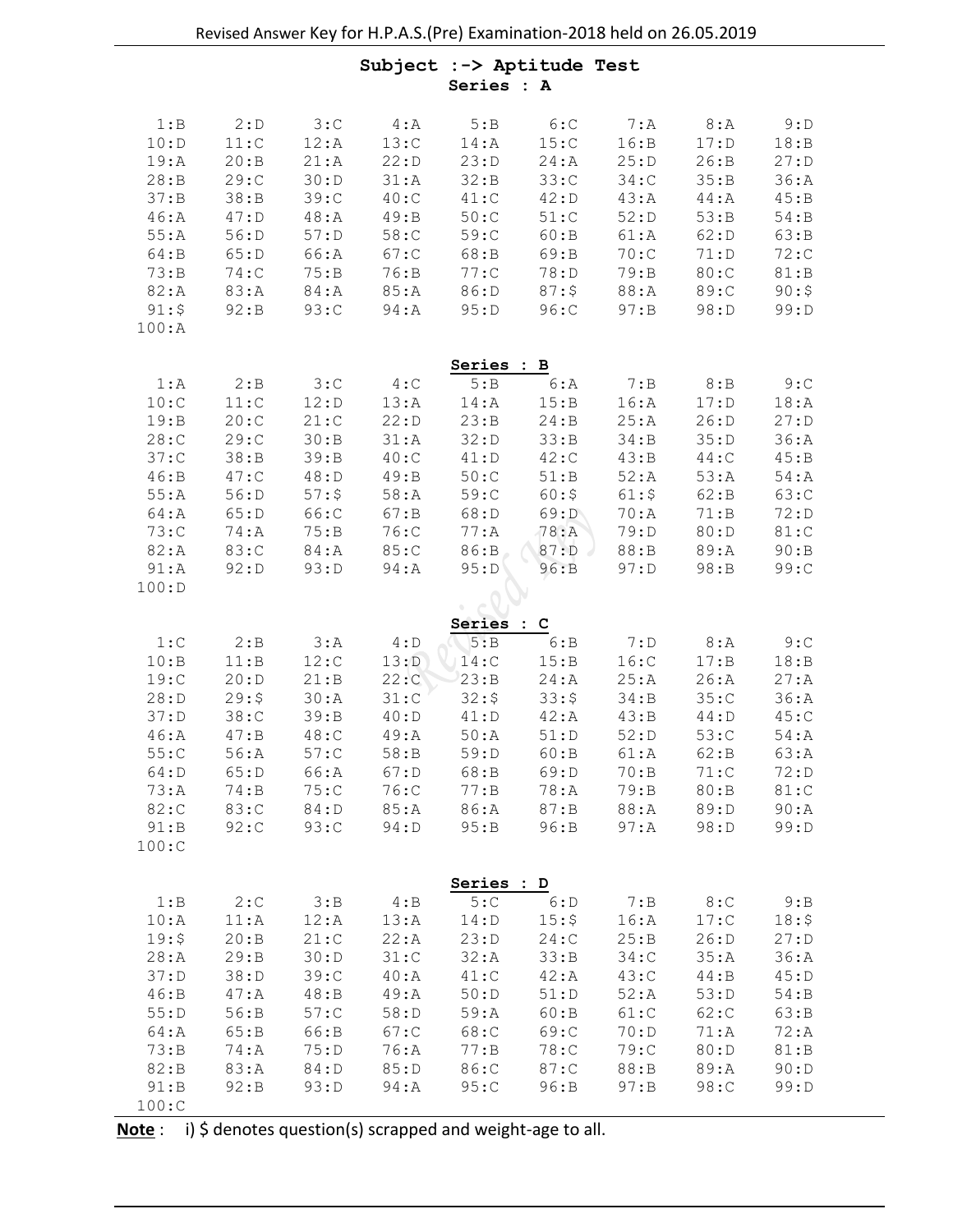Revised Answer Key for H.P.A.S.(Pre) Examination-2018 held on 26.05.2019

## Subject :-> Aptitude Test

### Series : A

| | | | | | | | | |
|---|---|---|---|---|---|---|---|---|
| 1:B | 2:D | 3:C | 4:A | 5:B | 6:C | 7:A | 8:A | 9:D |
| 10:D | 11:C | 12:A | 13:C | 14:A | 15:C | 16:B | 17:D | 18:B |
| 19:A | 20:B | 21:A | 22:D | 23:D | 24:A | 25:D | 26:B | 27:D |
| 28:B | 29:C | 30:D | 31:A | 32:B | 33:C | 34:C | 35:B | 36:A |
| 37:B | 38:B | 39:C | 40:C | 41:C | 42:D | 43:A | 44:A | 45:B |
| 46:A | 47:D | 48:A | 49:B | 50:C | 51:C | 52:D | 53:B | 54:B |
| 55:A | 56:D | 57:D | 58:C | 59:C | 60:B | 61:A | 62:D | 63:B |
| 64:B | 65:D | 66:A | 67:C | 68:B | 69:B | 70:C | 71:D | 72:C |
| 73:B | 74:C | 75:B | 76:B | 77:C | 78:D | 79:B | 80:C | 81:B |
| 82:A | 83:A | 84:A | 85:A | 86:D | 87:$ | 88:A | 89:C | 90:$ |
| 91:$ | 92:B | 93:C | 94:A | 95:D | 96:C | 97:B | 98:D | 99:D |
| 100:A | | | | | | | | |

### Series : B

| | | | | | | | | |
|---|---|---|---|---|---|---|---|---|
| 1:A | 2:B | 3:C | 4:C | 5:B | 6:A | 7:B | 8:B | 9:C |
| 10:C | 11:C | 12:D | 13:A | 14:A | 15:B | 16:A | 17:D | 18:A |
| 19:B | 20:C | 21:C | 22:D | 23:B | 24:B | 25:A | 26:D | 27:D |
| 28:C | 29:C | 30:B | 31:A | 32:D | 33:B | 34:B | 35:D | 36:A |
| 37:C | 38:B | 39:B | 40:C | 41:D | 42:C | 43:B | 44:C | 45:B |
| 46:B | 47:C | 48:D | 49:B | 50:C | 51:B | 52:A | 53:A | 54:A |
| 55:A | 56:D | 57:$ | 58:A | 59:C | 60:$ | 61:$ | 62:B | 63:C |
| 64:A | 65:D | 66:C | 67:B | 68:D | 69:D | 70:A | 71:B | 72:D |
| 73:C | 74:A | 75:B | 76:C | 77:A | 78:A | 79:D | 80:D | 81:C |
| 82:A | 83:C | 84:A | 85:C | 86:B | 87:D | 88:B | 89:A | 90:B |
| 91:A | 92:D | 93:D | 94:A | 95:D | 96:B | 97:D | 98:B | 99:C |
| 100:D | | | | | | | | |

### Series : C

| | | | | | | | | |
|---|---|---|---|---|---|---|---|---|
| 1:C | 2:B | 3:A | 4:D | 5:B | 6:B | 7:D | 8:A | 9:C |
| 10:B | 11:B | 12:C | 13:D | 14:C | 15:B | 16:C | 17:B | 18:B |
| 19:C | 20:D | 21:B | 22:C | 23:B | 24:A | 25:A | 26:A | 27:A |
| 28:D | 29:$ | 30:A | 31:C | 32:$ | 33:$ | 34:B | 35:C | 36:A |
| 37:D | 38:C | 39:B | 40:D | 41:D | 42:A | 43:B | 44:D | 45:C |
| 46:A | 47:B | 48:C | 49:A | 50:A | 51:D | 52:D | 53:C | 54:A |
| 55:C | 56:A | 57:C | 58:B | 59:D | 60:B | 61:A | 62:B | 63:A |
| 64:D | 65:D | 66:A | 67:D | 68:B | 69:D | 70:B | 71:C | 72:D |
| 73:A | 74:B | 75:C | 76:C | 77:B | 78:A | 79:B | 80:B | 81:C |
| 82:C | 83:C | 84:D | 85:A | 86:A | 87:B | 88:A | 89:D | 90:A |
| 91:B | 92:C | 93:C | 94:D | 95:B | 96:B | 97:A | 98:D | 99:D |
| 100:C | | | | | | | | |

### Series : D

| | | | | | | | | |
|---|---|---|---|---|---|---|---|---|
| 1:B | 2:C | 3:B | 4:B | 5:C | 6:D | 7:B | 8:C | 9:B |
| 10:A | 11:A | 12:A | 13:A | 14:D | 15:$ | 16:A | 17:C | 18:$ |
| 19:$ | 20:B | 21:C | 22:A | 23:D | 24:C | 25:B | 26:D | 27:D |
| 28:A | 29:B | 30:D | 31:C | 32:A | 33:B | 34:C | 35:A | 36:A |
| 37:D | 38:D | 39:C | 40:A | 41:C | 42:A | 43:C | 44:B | 45:D |
| 46:B | 47:A | 48:B | 49:A | 50:D | 51:D | 52:A | 53:D | 54:B |
| 55:D | 56:B | 57:C | 58:D | 59:A | 60:B | 61:C | 62:C | 63:B |
| 64:A | 65:B | 66:B | 67:C | 68:C | 69:C | 70:D | 71:A | 72:A |
| 73:B | 74:A | 75:D | 76:A | 77:B | 78:C | 79:C | 80:D | 81:B |
| 82:B | 83:A | 84:D | 85:D | 86:C | 87:C | 88:B | 89:A | 90:D |
| 91:B | 92:B | 93:D | 94:A | 95:C | 96:B | 97:B | 98:C | 99:D |
| 100:C | | | | | | | | |

**Note** : i) $ denotes question(s) scrapped and weight-age to all.